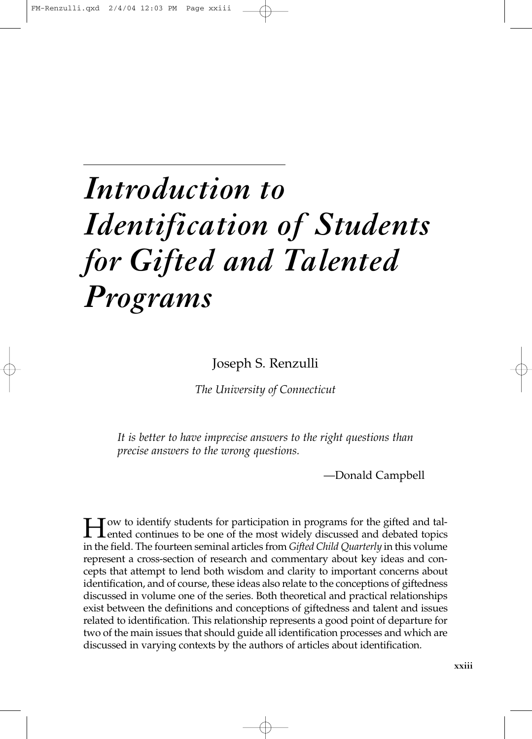# *Introduction to Identification of Students for Gifted and Talented Programs*

Joseph S. Renzulli

*The University of Connecticut*

> *It is better to have imprecise answers to the right questions than precise answers to the wrong questions.*
>
> —Donald Campbell

How to identify students for participation in programs for the gifted and talented continues to be one of the most widely discussed and debated topics in the field. The fourteen seminal articles from *Gifted Child Quarterly* in this volume represent a cross-section of research and commentary about key ideas and concepts that attempt to lend both wisdom and clarity to important concerns about identification, and of course, these ideas also relate to the conceptions of giftedness discussed in volume one of the series. Both theoretical and practical relationships exist between the definitions and conceptions of giftedness and talent and issues related to identification. This relationship represents a good point of departure for two of the main issues that should guide all identification processes and which are discussed in varying contexts by the authors of articles about identification.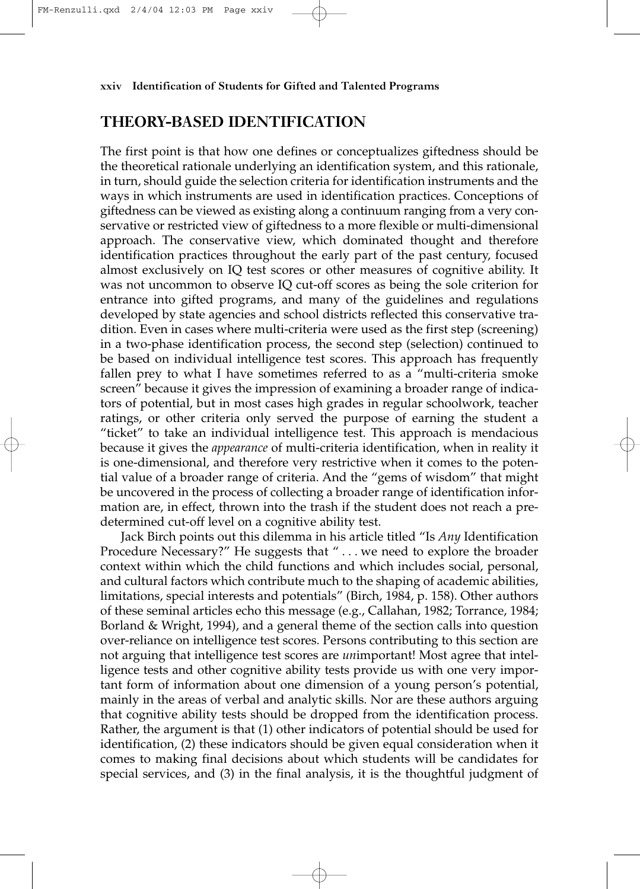## THEORY-BASED IDENTIFICATION

The first point is that how one defines or conceptualizes giftedness should be the theoretical rationale underlying an identification system, and this rationale, in turn, should guide the selection criteria for identification instruments and the ways in which instruments are used in identification practices. Conceptions of giftedness can be viewed as existing along a continuum ranging from a very conservative or restricted view of giftedness to a more flexible or multi-dimensional approach. The conservative view, which dominated thought and therefore identification practices throughout the early part of the past century, focused almost exclusively on IQ test scores or other measures of cognitive ability. It was not uncommon to observe IQ cut-off scores as being the sole criterion for entrance into gifted programs, and many of the guidelines and regulations developed by state agencies and school districts reflected this conservative tradition. Even in cases where multi-criteria were used as the first step (screening) in a two-phase identification process, the second step (selection) continued to be based on individual intelligence test scores. This approach has frequently fallen prey to what I have sometimes referred to as a "multi-criteria smoke screen" because it gives the impression of examining a broader range of indicators of potential, but in most cases high grades in regular schoolwork, teacher ratings, or other criteria only served the purpose of earning the student a "ticket" to take an individual intelligence test. This approach is mendacious because it gives the *appearance* of multi-criteria identification, when in reality it is one-dimensional, and therefore very restrictive when it comes to the potential value of a broader range of criteria. And the "gems of wisdom" that might be uncovered in the process of collecting a broader range of identification information are, in effect, thrown into the trash if the student does not reach a predetermined cut-off level on a cognitive ability test.

Jack Birch points out this dilemma in his article titled "Is *Any* Identification Procedure Necessary?" He suggests that " . . . we need to explore the broader context within which the child functions and which includes social, personal, and cultural factors which contribute much to the shaping of academic abilities, limitations, special interests and potentials" (Birch, 1984, p. 158). Other authors of these seminal articles echo this message (e.g., Callahan, 1982; Torrance, 1984; Borland & Wright, 1994), and a general theme of the section calls into question over-reliance on intelligence test scores. Persons contributing to this section are not arguing that intelligence test scores are *un*important! Most agree that intelligence tests and other cognitive ability tests provide us with one very important form of information about one dimension of a young person's potential, mainly in the areas of verbal and analytic skills. Nor are these authors arguing that cognitive ability tests should be dropped from the identification process. Rather, the argument is that (1) other indicators of potential should be used for identification, (2) these indicators should be given equal consideration when it comes to making final decisions about which students will be candidates for special services, and (3) in the final analysis, it is the thoughtful judgment of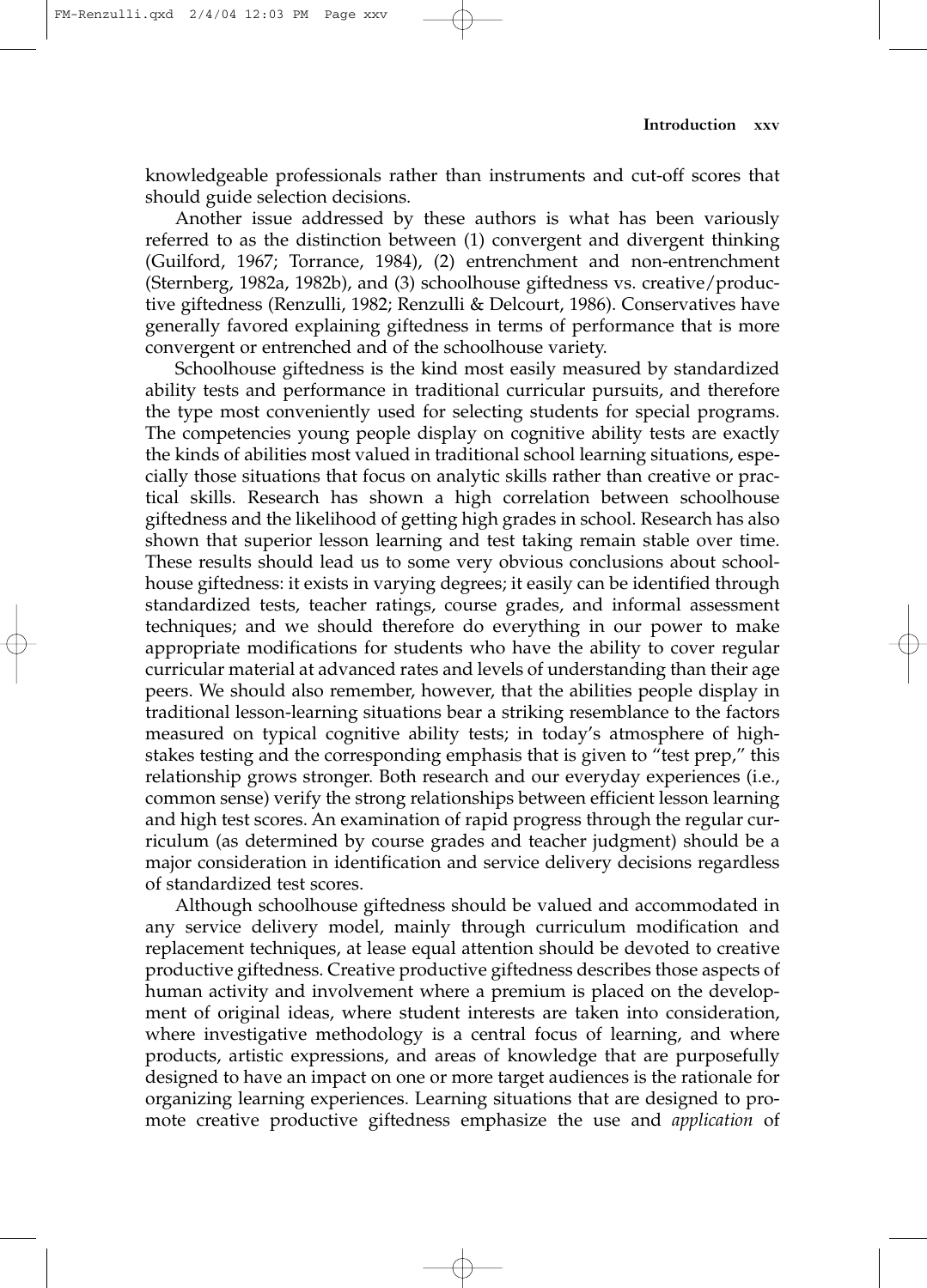knowledgeable professionals rather than instruments and cut-off scores that should guide selection decisions.

Another issue addressed by these authors is what has been variously referred to as the distinction between (1) convergent and divergent thinking (Guilford, 1967; Torrance, 1984), (2) entrenchment and non-entrenchment (Sternberg, 1982a, 1982b), and (3) schoolhouse giftedness vs. creative/productive giftedness (Renzulli, 1982; Renzulli & Delcourt, 1986). Conservatives have generally favored explaining giftedness in terms of performance that is more convergent or entrenched and of the schoolhouse variety.

Schoolhouse giftedness is the kind most easily measured by standardized ability tests and performance in traditional curricular pursuits, and therefore the type most conveniently used for selecting students for special programs. The competencies young people display on cognitive ability tests are exactly the kinds of abilities most valued in traditional school learning situations, especially those situations that focus on analytic skills rather than creative or practical skills. Research has shown a high correlation between schoolhouse giftedness and the likelihood of getting high grades in school. Research has also shown that superior lesson learning and test taking remain stable over time. These results should lead us to some very obvious conclusions about schoolhouse giftedness: it exists in varying degrees; it easily can be identified through standardized tests, teacher ratings, course grades, and informal assessment techniques; and we should therefore do everything in our power to make appropriate modifications for students who have the ability to cover regular curricular material at advanced rates and levels of understanding than their age peers. We should also remember, however, that the abilities people display in traditional lesson-learning situations bear a striking resemblance to the factors measured on typical cognitive ability tests; in today's atmosphere of high-stakes testing and the corresponding emphasis that is given to "test prep," this relationship grows stronger. Both research and our everyday experiences (i.e., common sense) verify the strong relationships between efficient lesson learning and high test scores. An examination of rapid progress through the regular curriculum (as determined by course grades and teacher judgment) should be a major consideration in identification and service delivery decisions regardless of standardized test scores.

Although schoolhouse giftedness should be valued and accommodated in any service delivery model, mainly through curriculum modification and replacement techniques, at lease equal attention should be devoted to creative productive giftedness. Creative productive giftedness describes those aspects of human activity and involvement where a premium is placed on the development of original ideas, where student interests are taken into consideration, where investigative methodology is a central focus of learning, and where products, artistic expressions, and areas of knowledge that are purposefully designed to have an impact on one or more target audiences is the rationale for organizing learning experiences. Learning situations that are designed to promote creative productive giftedness emphasize the use and *application* of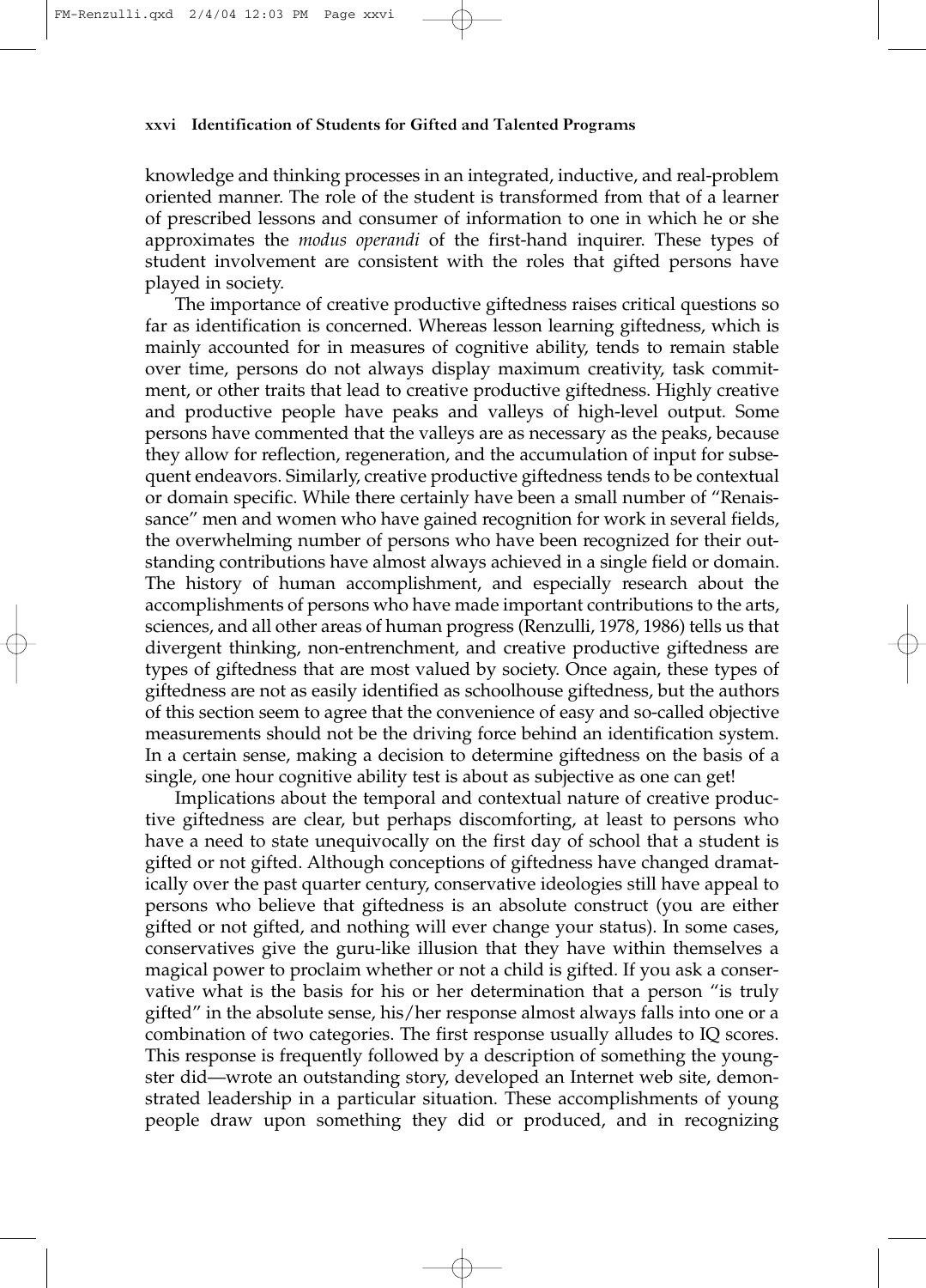knowledge and thinking processes in an integrated, inductive, and real-problem oriented manner. The role of the student is transformed from that of a learner of prescribed lessons and consumer of information to one in which he or she approximates the *modus operandi* of the first-hand inquirer. These types of student involvement are consistent with the roles that gifted persons have played in society.

The importance of creative productive giftedness raises critical questions so far as identification is concerned. Whereas lesson learning giftedness, which is mainly accounted for in measures of cognitive ability, tends to remain stable over time, persons do not always display maximum creativity, task commitment, or other traits that lead to creative productive giftedness. Highly creative and productive people have peaks and valleys of high-level output. Some persons have commented that the valleys are as necessary as the peaks, because they allow for reflection, regeneration, and the accumulation of input for subsequent endeavors. Similarly, creative productive giftedness tends to be contextual or domain specific. While there certainly have been a small number of "Renaissance" men and women who have gained recognition for work in several fields, the overwhelming number of persons who have been recognized for their outstanding contributions have almost always achieved in a single field or domain. The history of human accomplishment, and especially research about the accomplishments of persons who have made important contributions to the arts, sciences, and all other areas of human progress (Renzulli, 1978, 1986) tells us that divergent thinking, non-entrenchment, and creative productive giftedness are types of giftedness that are most valued by society. Once again, these types of giftedness are not as easily identified as schoolhouse giftedness, but the authors of this section seem to agree that the convenience of easy and so-called objective measurements should not be the driving force behind an identification system. In a certain sense, making a decision to determine giftedness on the basis of a single, one hour cognitive ability test is about as subjective as one can get!

Implications about the temporal and contextual nature of creative productive giftedness are clear, but perhaps discomforting, at least to persons who have a need to state unequivocally on the first day of school that a student is gifted or not gifted. Although conceptions of giftedness have changed dramatically over the past quarter century, conservative ideologies still have appeal to persons who believe that giftedness is an absolute construct (you are either gifted or not gifted, and nothing will ever change your status). In some cases, conservatives give the guru-like illusion that they have within themselves a magical power to proclaim whether or not a child is gifted. If you ask a conservative what is the basis for his or her determination that a person "is truly gifted" in the absolute sense, his/her response almost always falls into one or a combination of two categories. The first response usually alludes to IQ scores. This response is frequently followed by a description of something the youngster did—wrote an outstanding story, developed an Internet web site, demonstrated leadership in a particular situation. These accomplishments of young people draw upon something they did or produced, and in recognizing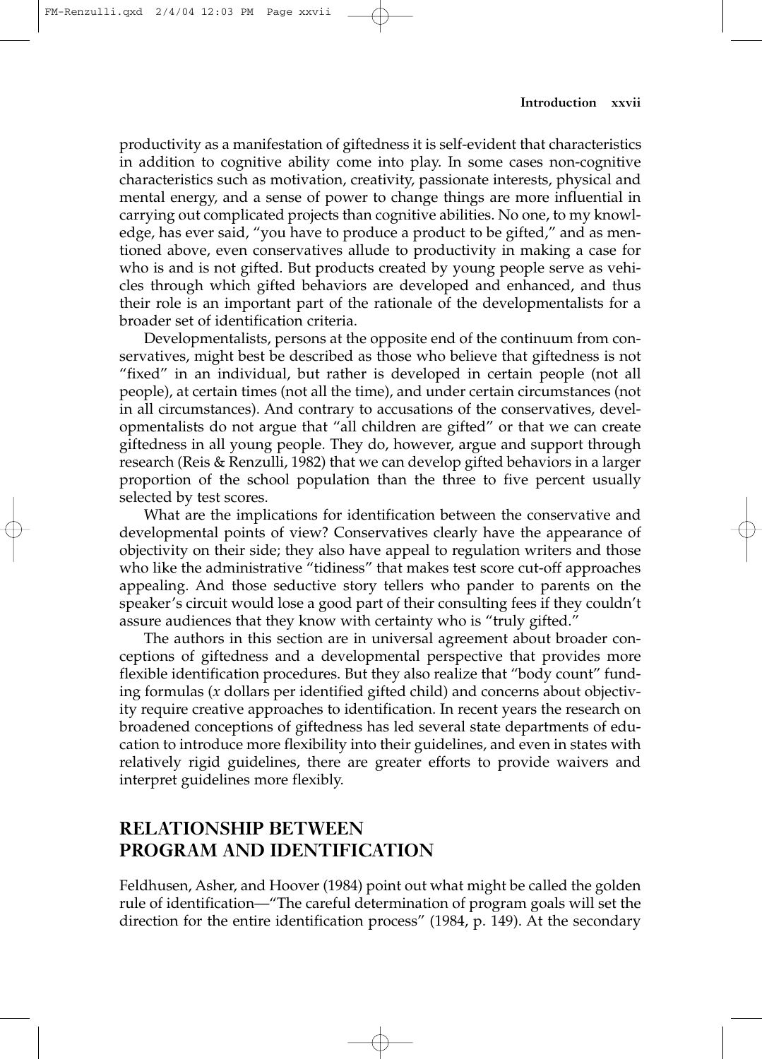productivity as a manifestation of giftedness it is self-evident that characteristics in addition to cognitive ability come into play. In some cases non-cognitive characteristics such as motivation, creativity, passionate interests, physical and mental energy, and a sense of power to change things are more influential in carrying out complicated projects than cognitive abilities. No one, to my knowledge, has ever said, "you have to produce a product to be gifted," and as mentioned above, even conservatives allude to productivity in making a case for who is and is not gifted. But products created by young people serve as vehicles through which gifted behaviors are developed and enhanced, and thus their role is an important part of the rationale of the developmentalists for a broader set of identification criteria.

Developmentalists, persons at the opposite end of the continuum from conservatives, might best be described as those who believe that giftedness is not "fixed" in an individual, but rather is developed in certain people (not all people), at certain times (not all the time), and under certain circumstances (not in all circumstances). And contrary to accusations of the conservatives, developmentalists do not argue that "all children are gifted" or that we can create giftedness in all young people. They do, however, argue and support through research (Reis & Renzulli, 1982) that we can develop gifted behaviors in a larger proportion of the school population than the three to five percent usually selected by test scores.

What are the implications for identification between the conservative and developmental points of view? Conservatives clearly have the appearance of objectivity on their side; they also have appeal to regulation writers and those who like the administrative "tidiness" that makes test score cut-off approaches appealing. And those seductive story tellers who pander to parents on the speaker's circuit would lose a good part of their consulting fees if they couldn't assure audiences that they know with certainty who is "truly gifted."

The authors in this section are in universal agreement about broader conceptions of giftedness and a developmental perspective that provides more flexible identification procedures. But they also realize that "body count" funding formulas (*x* dollars per identified gifted child) and concerns about objectivity require creative approaches to identification. In recent years the research on broadened conceptions of giftedness has led several state departments of education to introduce more flexibility into their guidelines, and even in states with relatively rigid guidelines, there are greater efforts to provide waivers and interpret guidelines more flexibly.

## RELATIONSHIP BETWEEN PROGRAM AND IDENTIFICATION

Feldhusen, Asher, and Hoover (1984) point out what might be called the golden rule of identification—"The careful determination of program goals will set the direction for the entire identification process" (1984, p. 149). At the secondary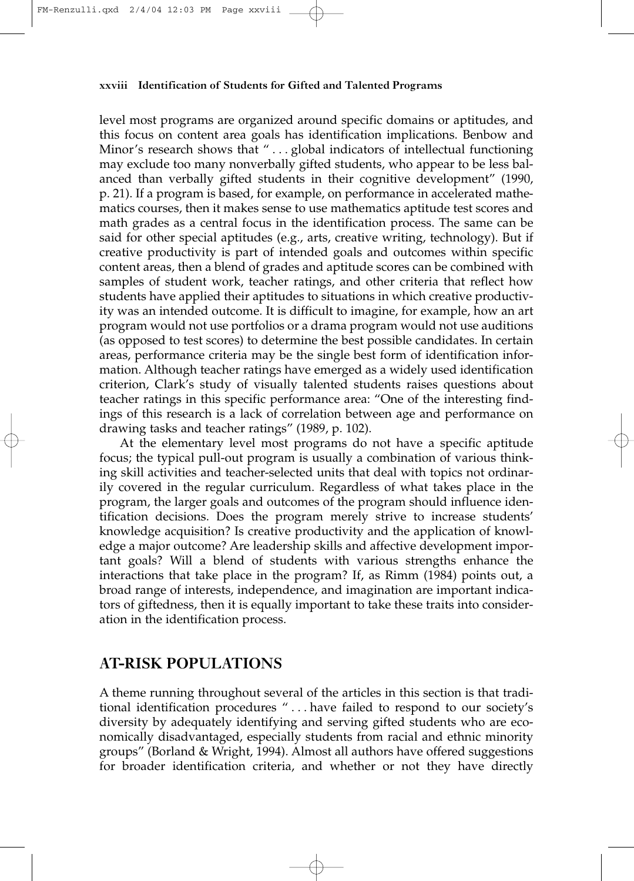level most programs are organized around specific domains or aptitudes, and this focus on content area goals has identification implications. Benbow and Minor's research shows that " . . . global indicators of intellectual functioning may exclude too many nonverbally gifted students, who appear to be less balanced than verbally gifted students in their cognitive development" (1990, p. 21). If a program is based, for example, on performance in accelerated mathematics courses, then it makes sense to use mathematics aptitude test scores and math grades as a central focus in the identification process. The same can be said for other special aptitudes (e.g., arts, creative writing, technology). But if creative productivity is part of intended goals and outcomes within specific content areas, then a blend of grades and aptitude scores can be combined with samples of student work, teacher ratings, and other criteria that reflect how students have applied their aptitudes to situations in which creative productivity was an intended outcome. It is difficult to imagine, for example, how an art program would not use portfolios or a drama program would not use auditions (as opposed to test scores) to determine the best possible candidates. In certain areas, performance criteria may be the single best form of identification information. Although teacher ratings have emerged as a widely used identification criterion, Clark's study of visually talented students raises questions about teacher ratings in this specific performance area: "One of the interesting findings of this research is a lack of correlation between age and performance on drawing tasks and teacher ratings" (1989, p. 102).

At the elementary level most programs do not have a specific aptitude focus; the typical pull-out program is usually a combination of various thinking skill activities and teacher-selected units that deal with topics not ordinarily covered in the regular curriculum. Regardless of what takes place in the program, the larger goals and outcomes of the program should influence identification decisions. Does the program merely strive to increase students' knowledge acquisition? Is creative productivity and the application of knowledge a major outcome? Are leadership skills and affective development important goals? Will a blend of students with various strengths enhance the interactions that take place in the program? If, as Rimm (1984) points out, a broad range of interests, independence, and imagination are important indicators of giftedness, then it is equally important to take these traits into consideration in the identification process.

## AT-RISK POPULATIONS

A theme running throughout several of the articles in this section is that traditional identification procedures " . . . have failed to respond to our society's diversity by adequately identifying and serving gifted students who are economically disadvantaged, especially students from racial and ethnic minority groups" (Borland & Wright, 1994). Almost all authors have offered suggestions for broader identification criteria, and whether or not they have directly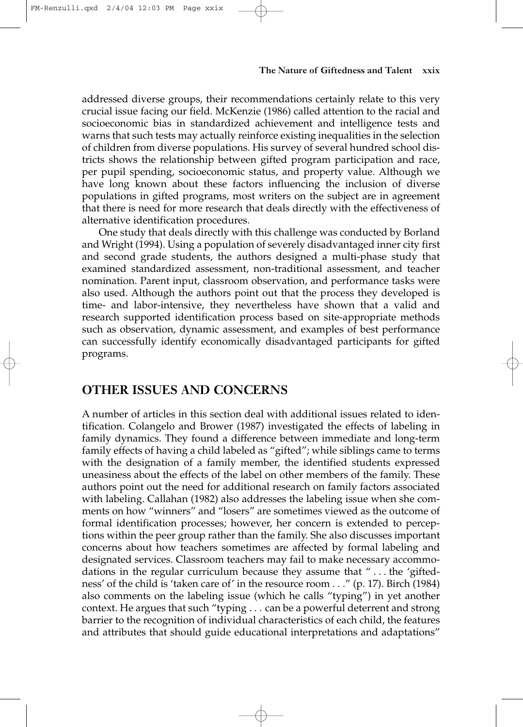addressed diverse groups, their recommendations certainly relate to this very crucial issue facing our field. McKenzie (1986) called attention to the racial and socioeconomic bias in standardized achievement and intelligence tests and warns that such tests may actually reinforce existing inequalities in the selection of children from diverse populations. His survey of several hundred school districts shows the relationship between gifted program participation and race, per pupil spending, socioeconomic status, and property value. Although we have long known about these factors influencing the inclusion of diverse populations in gifted programs, most writers on the subject are in agreement that there is need for more research that deals directly with the effectiveness of alternative identification procedures.

One study that deals directly with this challenge was conducted by Borland and Wright (1994). Using a population of severely disadvantaged inner city first and second grade students, the authors designed a multi-phase study that examined standardized assessment, non-traditional assessment, and teacher nomination. Parent input, classroom observation, and performance tasks were also used. Although the authors point out that the process they developed is time- and labor-intensive, they nevertheless have shown that a valid and research supported identification process based on site-appropriate methods such as observation, dynamic assessment, and examples of best performance can successfully identify economically disadvantaged participants for gifted programs.

## OTHER ISSUES AND CONCERNS

A number of articles in this section deal with additional issues related to identification. Colangelo and Brower (1987) investigated the effects of labeling in family dynamics. They found a difference between immediate and long-term family effects of having a child labeled as "gifted"; while siblings came to terms with the designation of a family member, the identified students expressed uneasiness about the effects of the label on other members of the family. These authors point out the need for additional research on family factors associated with labeling. Callahan (1982) also addresses the labeling issue when she comments on how "winners" and "losers" are sometimes viewed as the outcome of formal identification processes; however, her concern is extended to perceptions within the peer group rather than the family. She also discusses important concerns about how teachers sometimes are affected by formal labeling and designated services. Classroom teachers may fail to make necessary accommodations in the regular curriculum because they assume that " . . . the 'giftedness' of the child is 'taken care of' in the resource room . . ." (p. 17). Birch (1984) also comments on the labeling issue (which he calls "typing") in yet another context. He argues that such "typing . . . can be a powerful deterrent and strong barrier to the recognition of individual characteristics of each child, the features and attributes that should guide educational interpretations and adaptations"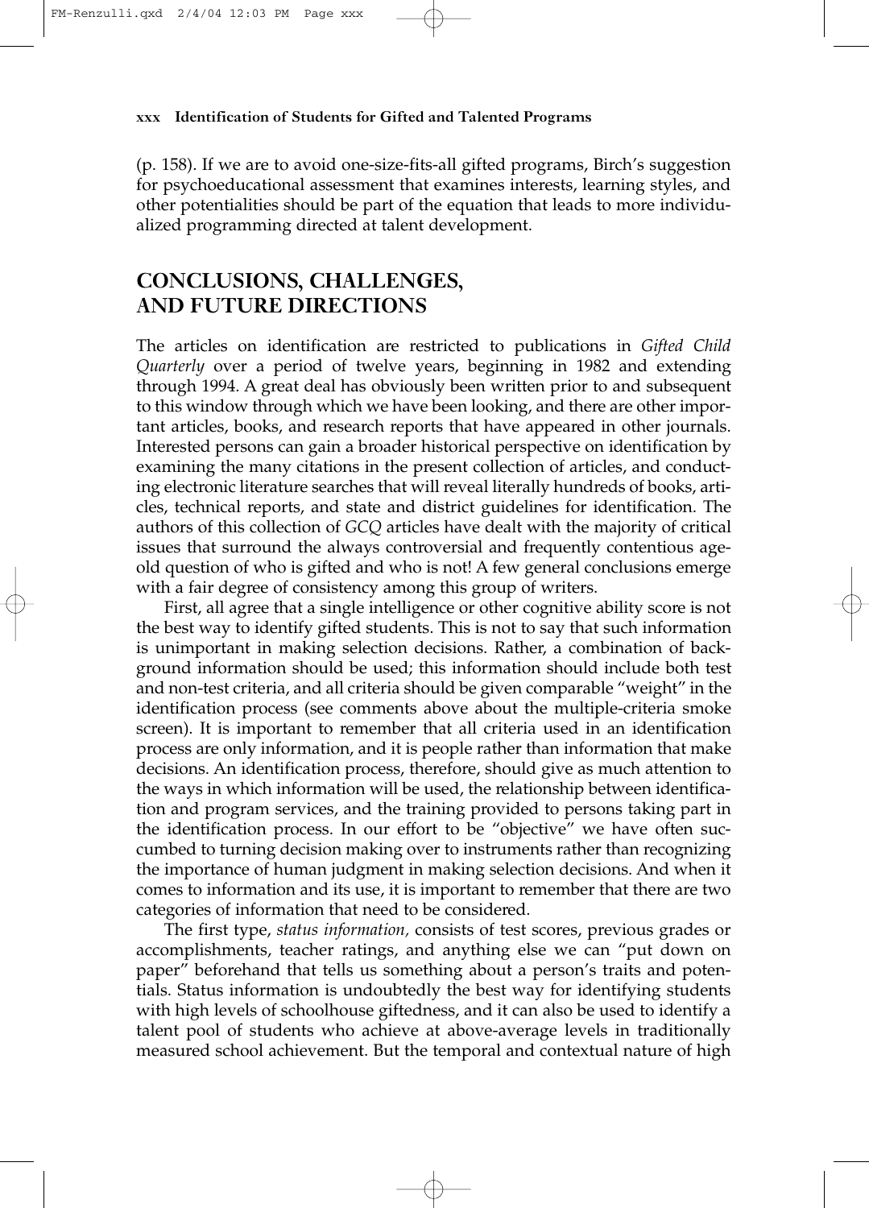(p. 158). If we are to avoid one-size-fits-all gifted programs, Birch's suggestion for psychoeducational assessment that examines interests, learning styles, and other potentialities should be part of the equation that leads to more individualized programming directed at talent development.

## CONCLUSIONS, CHALLENGES, AND FUTURE DIRECTIONS

The articles on identification are restricted to publications in *Gifted Child Quarterly* over a period of twelve years, beginning in 1982 and extending through 1994. A great deal has obviously been written prior to and subsequent to this window through which we have been looking, and there are other important articles, books, and research reports that have appeared in other journals. Interested persons can gain a broader historical perspective on identification by examining the many citations in the present collection of articles, and conducting electronic literature searches that will reveal literally hundreds of books, articles, technical reports, and state and district guidelines for identification. The authors of this collection of *GCQ* articles have dealt with the majority of critical issues that surround the always controversial and frequently contentious age-old question of who is gifted and who is not! A few general conclusions emerge with a fair degree of consistency among this group of writers.

First, all agree that a single intelligence or other cognitive ability score is not the best way to identify gifted students. This is not to say that such information is unimportant in making selection decisions. Rather, a combination of background information should be used; this information should include both test and non-test criteria, and all criteria should be given comparable "weight" in the identification process (see comments above about the multiple-criteria smoke screen). It is important to remember that all criteria used in an identification process are only information, and it is people rather than information that make decisions. An identification process, therefore, should give as much attention to the ways in which information will be used, the relationship between identification and program services, and the training provided to persons taking part in the identification process. In our effort to be "objective" we have often succumbed to turning decision making over to instruments rather than recognizing the importance of human judgment in making selection decisions. And when it comes to information and its use, it is important to remember that there are two categories of information that need to be considered.

The first type, *status information,* consists of test scores, previous grades or accomplishments, teacher ratings, and anything else we can "put down on paper" beforehand that tells us something about a person's traits and potentials. Status information is undoubtedly the best way for identifying students with high levels of schoolhouse giftedness, and it can also be used to identify a talent pool of students who achieve at above-average levels in traditionally measured school achievement. But the temporal and contextual nature of high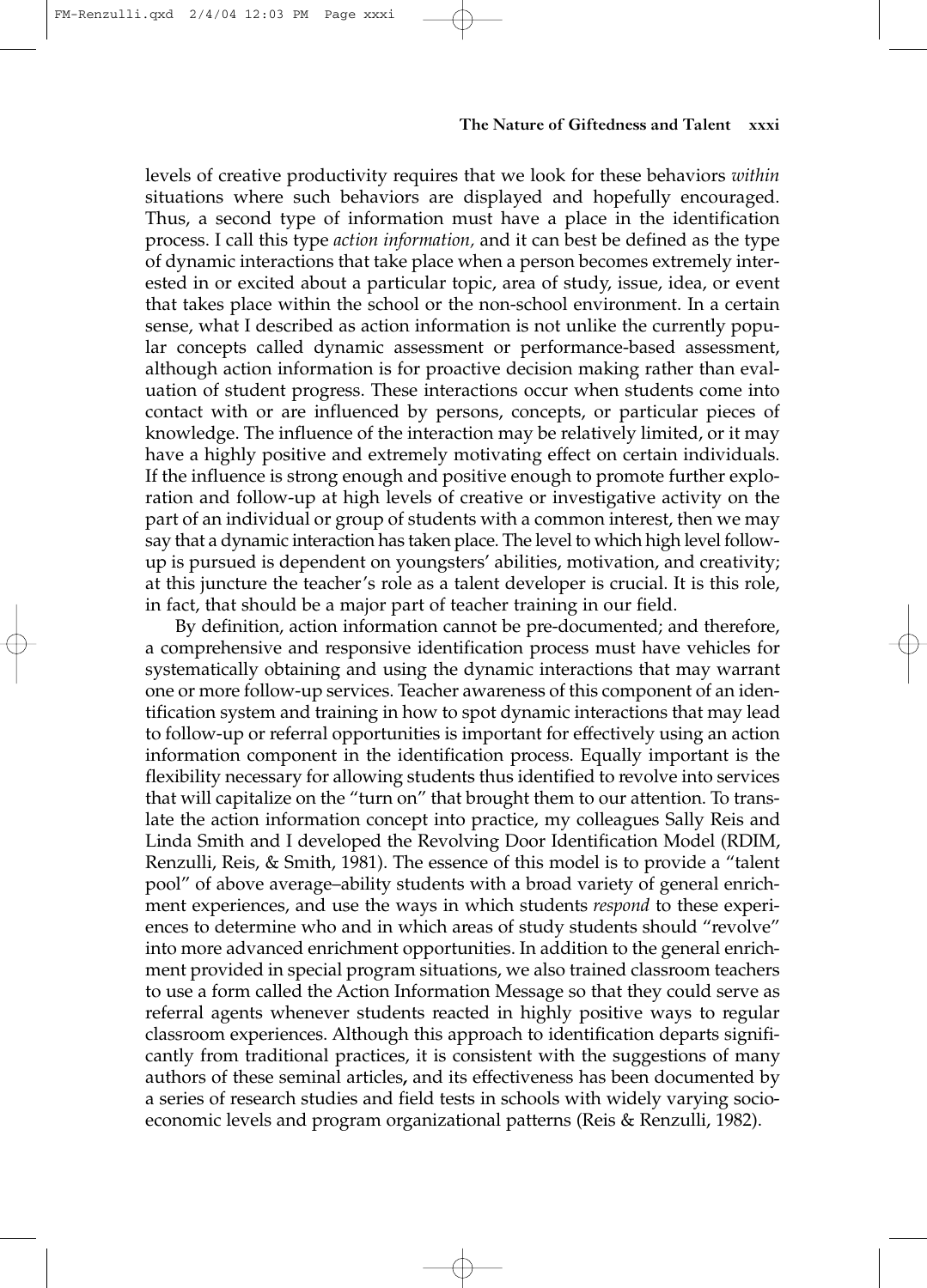levels of creative productivity requires that we look for these behaviors *within* situations where such behaviors are displayed and hopefully encouraged. Thus, a second type of information must have a place in the identification process. I call this type *action information,* and it can best be defined as the type of dynamic interactions that take place when a person becomes extremely interested in or excited about a particular topic, area of study, issue, idea, or event that takes place within the school or the non-school environment. In a certain sense, what I described as action information is not unlike the currently popular concepts called dynamic assessment or performance-based assessment, although action information is for proactive decision making rather than evaluation of student progress. These interactions occur when students come into contact with or are influenced by persons, concepts, or particular pieces of knowledge. The influence of the interaction may be relatively limited, or it may have a highly positive and extremely motivating effect on certain individuals. If the influence is strong enough and positive enough to promote further exploration and follow-up at high levels of creative or investigative activity on the part of an individual or group of students with a common interest, then we may say that a dynamic interaction has taken place. The level to which high level follow-up is pursued is dependent on youngsters' abilities, motivation, and creativity; at this juncture the teacher's role as a talent developer is crucial. It is this role, in fact, that should be a major part of teacher training in our field.

By definition, action information cannot be pre-documented; and therefore, a comprehensive and responsive identification process must have vehicles for systematically obtaining and using the dynamic interactions that may warrant one or more follow-up services. Teacher awareness of this component of an identification system and training in how to spot dynamic interactions that may lead to follow-up or referral opportunities is important for effectively using an action information component in the identification process. Equally important is the flexibility necessary for allowing students thus identified to revolve into services that will capitalize on the "turn on" that brought them to our attention. To translate the action information concept into practice, my colleagues Sally Reis and Linda Smith and I developed the Revolving Door Identification Model (RDIM, Renzulli, Reis, & Smith, 1981). The essence of this model is to provide a "talent pool" of above average–ability students with a broad variety of general enrichment experiences, and use the ways in which students *respond* to these experiences to determine who and in which areas of study students should "revolve" into more advanced enrichment opportunities. In addition to the general enrichment provided in special program situations, we also trained classroom teachers to use a form called the Action Information Message so that they could serve as referral agents whenever students reacted in highly positive ways to regular classroom experiences. Although this approach to identification departs significantly from traditional practices, it is consistent with the suggestions of many authors of these seminal articles, and its effectiveness has been documented by a series of research studies and field tests in schools with widely varying socioeconomic levels and program organizational patterns (Reis & Renzulli, 1982).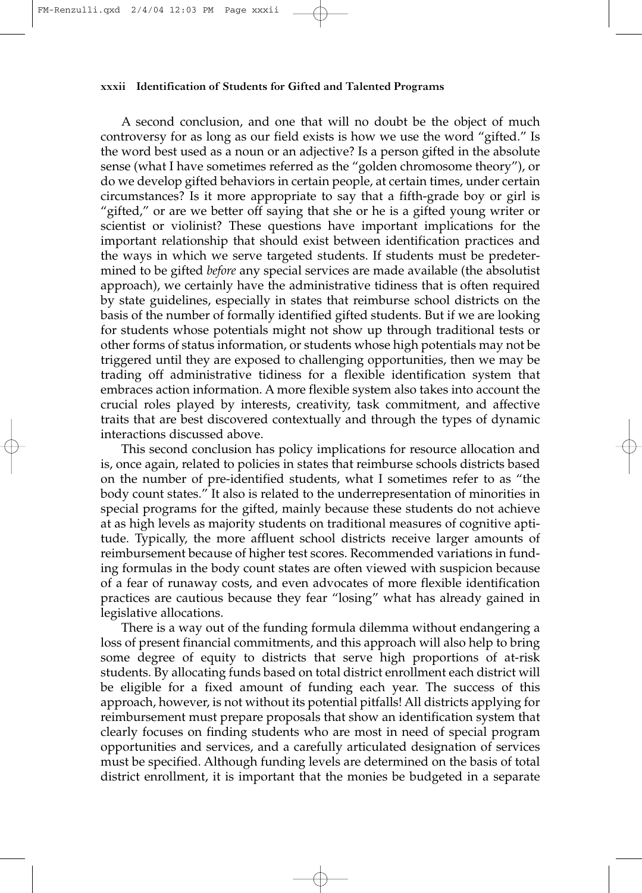A second conclusion, and one that will no doubt be the object of much controversy for as long as our field exists is how we use the word "gifted." Is the word best used as a noun or an adjective? Is a person gifted in the absolute sense (what I have sometimes referred as the "golden chromosome theory"), or do we develop gifted behaviors in certain people, at certain times, under certain circumstances? Is it more appropriate to say that a fifth-grade boy or girl is "gifted," or are we better off saying that she or he is a gifted young writer or scientist or violinist? These questions have important implications for the important relationship that should exist between identification practices and the ways in which we serve targeted students. If students must be predetermined to be gifted *before* any special services are made available (the absolutist approach), we certainly have the administrative tidiness that is often required by state guidelines, especially in states that reimburse school districts on the basis of the number of formally identified gifted students. But if we are looking for students whose potentials might not show up through traditional tests or other forms of status information, or students whose high potentials may not be triggered until they are exposed to challenging opportunities, then we may be trading off administrative tidiness for a flexible identification system that embraces action information. A more flexible system also takes into account the crucial roles played by interests, creativity, task commitment, and affective traits that are best discovered contextually and through the types of dynamic interactions discussed above.

This second conclusion has policy implications for resource allocation and is, once again, related to policies in states that reimburse schools districts based on the number of pre-identified students, what I sometimes refer to as "the body count states." It also is related to the underrepresentation of minorities in special programs for the gifted, mainly because these students do not achieve at as high levels as majority students on traditional measures of cognitive aptitude. Typically, the more affluent school districts receive larger amounts of reimbursement because of higher test scores. Recommended variations in funding formulas in the body count states are often viewed with suspicion because of a fear of runaway costs, and even advocates of more flexible identification practices are cautious because they fear "losing" what has already gained in legislative allocations.

There is a way out of the funding formula dilemma without endangering a loss of present financial commitments, and this approach will also help to bring some degree of equity to districts that serve high proportions of at-risk students. By allocating funds based on total district enrollment each district will be eligible for a fixed amount of funding each year. The success of this approach, however, is not without its potential pitfalls! All districts applying for reimbursement must prepare proposals that show an identification system that clearly focuses on finding students who are most in need of special program opportunities and services, and a carefully articulated designation of services must be specified. Although funding levels are determined on the basis of total district enrollment, it is important that the monies be budgeted in a separate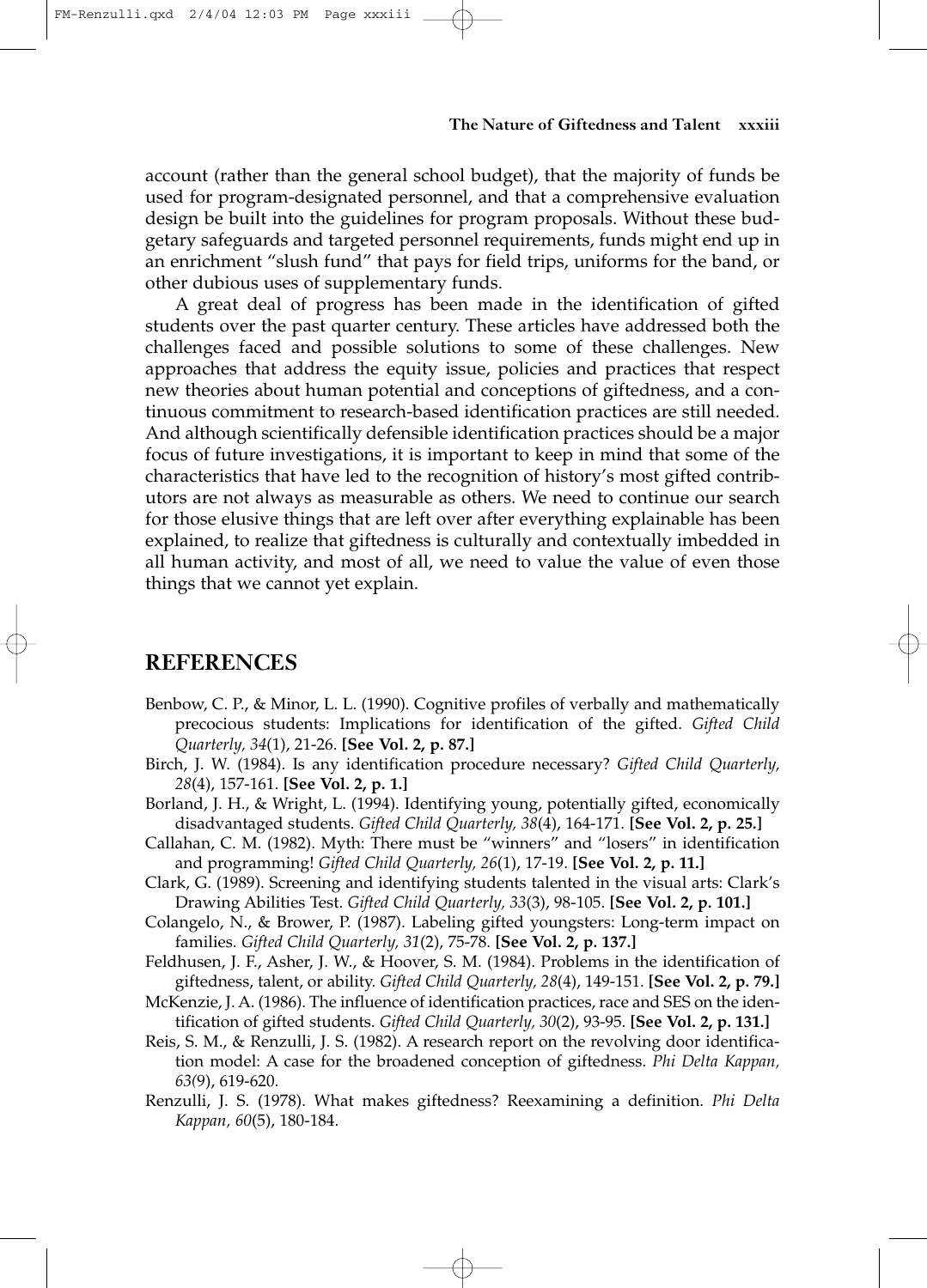account (rather than the general school budget), that the majority of funds be used for program-designated personnel, and that a comprehensive evaluation design be built into the guidelines for program proposals. Without these budgetary safeguards and targeted personnel requirements, funds might end up in an enrichment "slush fund" that pays for field trips, uniforms for the band, or other dubious uses of supplementary funds.

A great deal of progress has been made in the identification of gifted students over the past quarter century. These articles have addressed both the challenges faced and possible solutions to some of these challenges. New approaches that address the equity issue, policies and practices that respect new theories about human potential and conceptions of giftedness, and a continuous commitment to research-based identification practices are still needed. And although scientifically defensible identification practices should be a major focus of future investigations, it is important to keep in mind that some of the characteristics that have led to the recognition of history's most gifted contributors are not always as measurable as others. We need to continue our search for those elusive things that are left over after everything explainable has been explained, to realize that giftedness is culturally and contextually imbedded in all human activity, and most of all, we need to value the value of even those things that we cannot yet explain.

## REFERENCES

Benbow, C. P., & Minor, L. L. (1990). Cognitive profiles of verbally and mathematically precocious students: Implications for identification of the gifted. *Gifted Child Quarterly, 34*(1), 21-26. **[See Vol. 2, p. 87.]**

Birch, J. W. (1984). Is any identification procedure necessary? *Gifted Child Quarterly, 28*(4), 157-161. **[See Vol. 2, p. 1.]**

Borland, J. H., & Wright, L. (1994). Identifying young, potentially gifted, economically disadvantaged students. *Gifted Child Quarterly, 38*(4), 164-171. **[See Vol. 2, p. 25.]**

Callahan, C. M. (1982). Myth: There must be "winners" and "losers" in identification and programming! *Gifted Child Quarterly, 26*(1), 17-19. **[See Vol. 2, p. 11.]**

Clark, G. (1989). Screening and identifying students talented in the visual arts: Clark's Drawing Abilities Test. *Gifted Child Quarterly, 33*(3), 98-105. **[See Vol. 2, p. 101.]**

Colangelo, N., & Brower, P. (1987). Labeling gifted youngsters: Long-term impact on families. *Gifted Child Quarterly, 31*(2), 75-78. **[See Vol. 2, p. 137.]**

Feldhusen, J. F., Asher, J. W., & Hoover, S. M. (1984). Problems in the identification of giftedness, talent, or ability. *Gifted Child Quarterly, 28*(4), 149-151. **[See Vol. 2, p. 79.]**

McKenzie, J. A. (1986). The influence of identification practices, race and SES on the identification of gifted students. *Gifted Child Quarterly, 30*(2), 93-95. **[See Vol. 2, p. 131.]**

Reis, S. M., & Renzulli, J. S. (1982). A research report on the revolving door identification model: A case for the broadened conception of giftedness. *Phi Delta Kappan, 63*(9), 619-620.

Renzulli, J. S. (1978). What makes giftedness? Reexamining a definition. *Phi Delta Kappan, 60*(5), 180-184.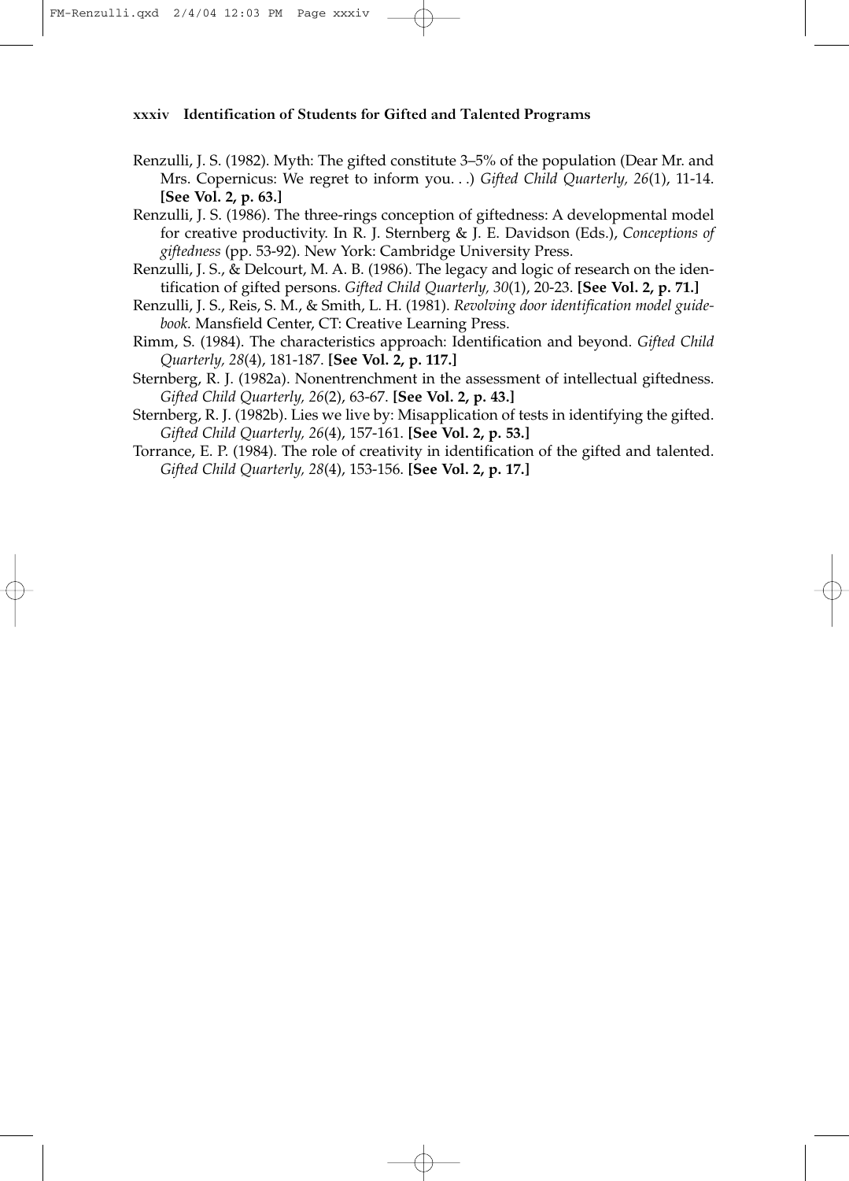Renzulli, J. S. (1982). Myth: The gifted constitute 3–5% of the population (Dear Mr. and Mrs. Copernicus: We regret to inform you. . .) *Gifted Child Quarterly, 26*(1), 11-14. **[See Vol. 2, p. 63.]**

Renzulli, J. S. (1986). The three-rings conception of giftedness: A developmental model for creative productivity. In R. J. Sternberg & J. E. Davidson (Eds.), *Conceptions of giftedness* (pp. 53-92). New York: Cambridge University Press.

Renzulli, J. S., & Delcourt, M. A. B. (1986). The legacy and logic of research on the identification of gifted persons. *Gifted Child Quarterly, 30*(1), 20-23. **[See Vol. 2, p. 71.]**

Renzulli, J. S., Reis, S. M., & Smith, L. H. (1981). *Revolving door identification model guidebook.* Mansfield Center, CT: Creative Learning Press.

Rimm, S. (1984). The characteristics approach: Identification and beyond. *Gifted Child Quarterly, 28*(4), 181-187. **[See Vol. 2, p. 117.]**

Sternberg, R. J. (1982a). Nonentrenchment in the assessment of intellectual giftedness. *Gifted Child Quarterly, 26*(2), 63-67. **[See Vol. 2, p. 43.]**

Sternberg, R. J. (1982b). Lies we live by: Misapplication of tests in identifying the gifted. *Gifted Child Quarterly, 26*(4), 157-161. **[See Vol. 2, p. 53.]**

Torrance, E. P. (1984). The role of creativity in identification of the gifted and talented. *Gifted Child Quarterly, 28*(4), 153-156. **[See Vol. 2, p. 17.]**